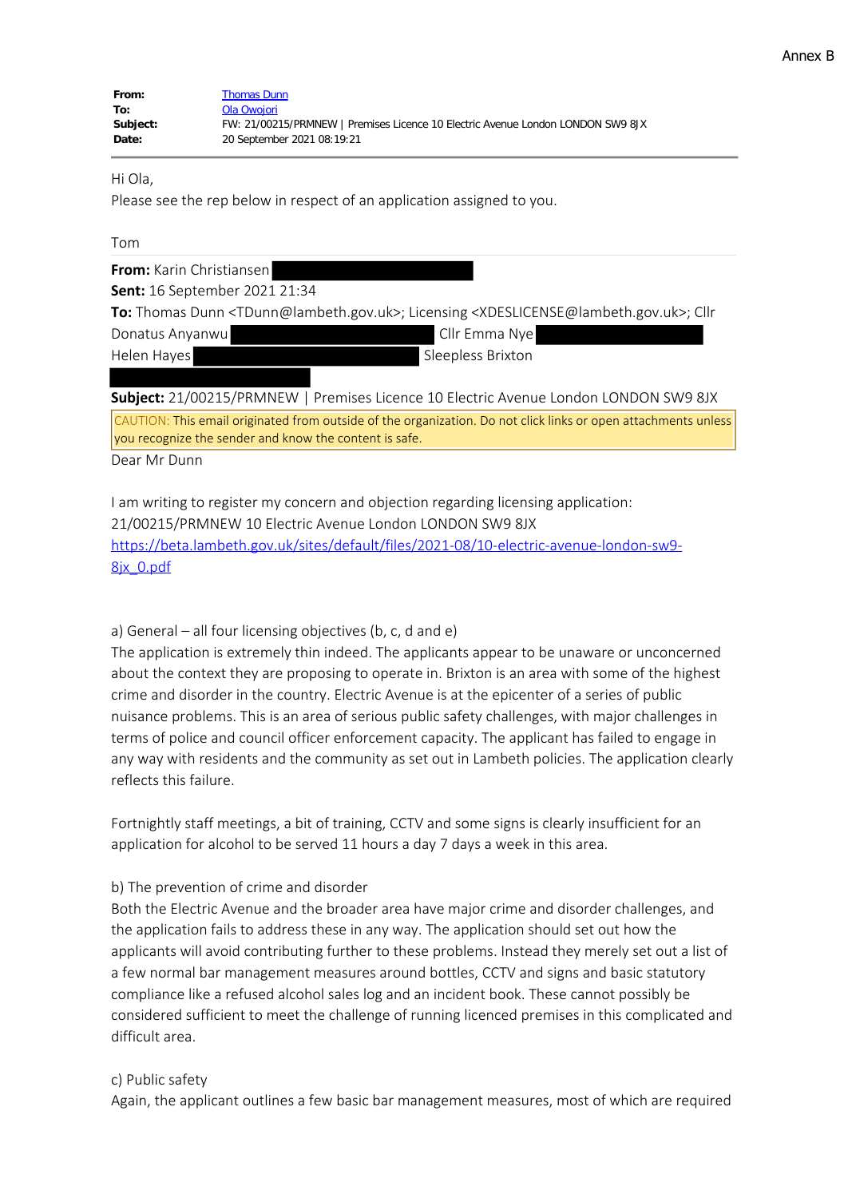Annex B

**From:** Thomas Dunn
**To:** Ola Owojori
**Subject:** FW: 21/00215/PRMNEW | Premises Licence 10 Electric Avenue London LONDON SW9 8JX
**Date:** 20 September 2021 08:19:21

Hi Ola,
Please see the rep below in respect of an application assigned to you.

Tom

**From:** Karin Christiansen
**Sent:** 16 September 2021 21:34
**To:** Thomas Dunn <TDunn@lambeth.gov.uk>; Licensing <XDESLICENSE@lambeth.gov.uk>; Cllr Donatus Anyanwu Cllr Emma Nye Helen Hayes Sleepless Brixton

**Subject:** 21/00215/PRMNEW | Premises Licence 10 Electric Avenue London LONDON SW9 8JX

CAUTION: This email originated from outside of the organization. Do not click links or open attachments unless you recognize the sender and know the content is safe.

Dear Mr Dunn

I am writing to register my concern and objection regarding licensing application:
21/00215/PRMNEW 10 Electric Avenue London LONDON SW9 8JX
https://beta.lambeth.gov.uk/sites/default/files/2021-08/10-electric-avenue-london-sw9-8jx_0.pdf

a) General – all four licensing objectives (b, c, d and e)
The application is extremely thin indeed. The applicants appear to be unaware or unconcerned about the context they are proposing to operate in. Brixton is an area with some of the highest crime and disorder in the country. Electric Avenue is at the epicenter of a series of public nuisance problems. This is an area of serious public safety challenges, with major challenges in terms of police and council officer enforcement capacity. The applicant has failed to engage in any way with residents and the community as set out in Lambeth policies. The application clearly reflects this failure.

Fortnightly staff meetings, a bit of training, CCTV and some signs is clearly insufficient for an application for alcohol to be served 11 hours a day 7 days a week in this area.

b) The prevention of crime and disorder
Both the Electric Avenue and the broader area have major crime and disorder challenges, and the application fails to address these in any way. The application should set out how the applicants will avoid contributing further to these problems. Instead they merely set out a list of a few normal bar management measures around bottles, CCTV and signs and basic statutory compliance like a refused alcohol sales log and an incident book. These cannot possibly be considered sufficient to meet the challenge of running licenced premises in this complicated and difficult area.

c) Public safety
Again, the applicant outlines a few basic bar management measures, most of which are required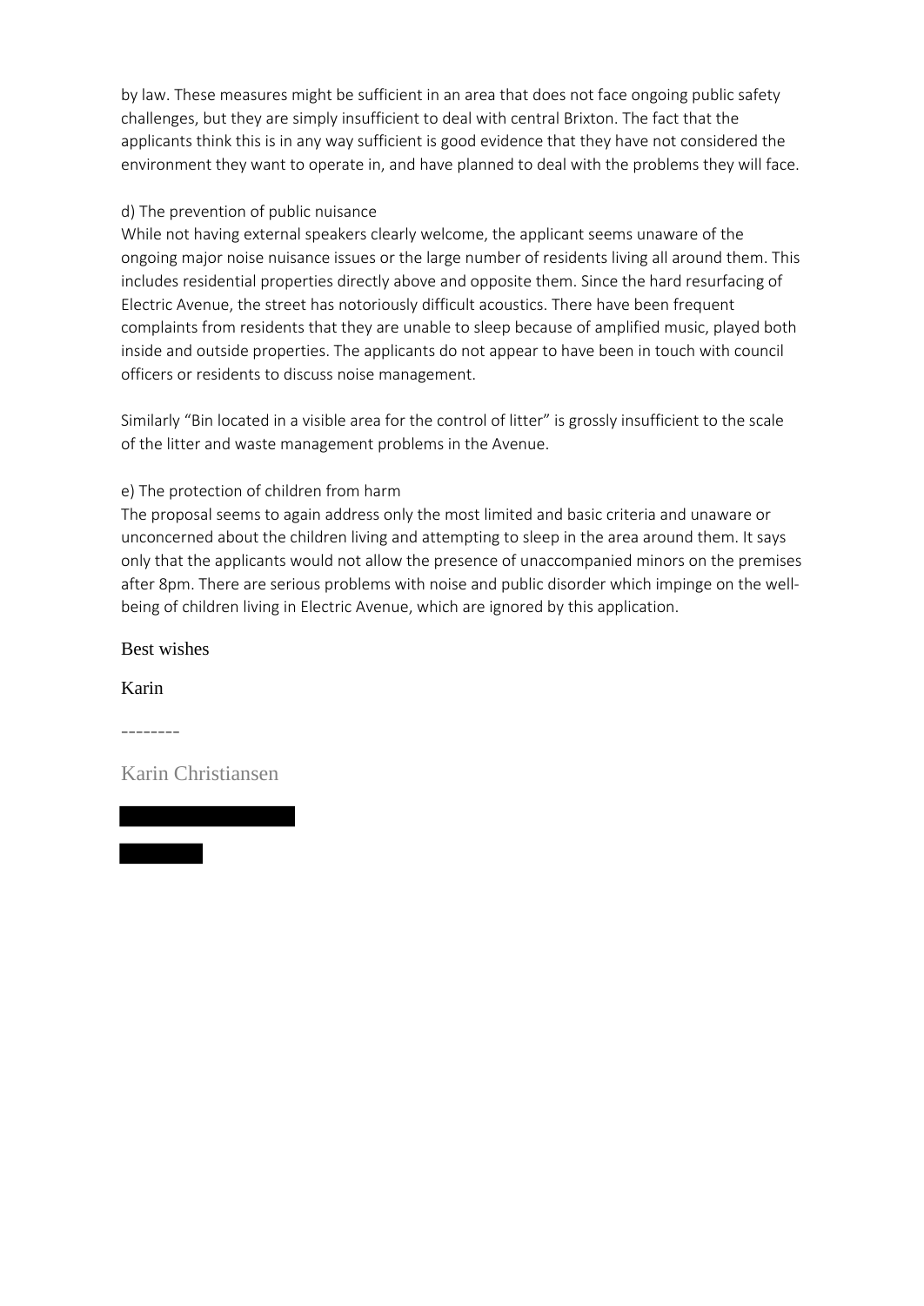by law. These measures might be sufficient in an area that does not face ongoing public safety challenges, but they are simply insufficient to deal with central Brixton. The fact that the applicants think this is in any way sufficient is good evidence that they have not considered the environment they want to operate in, and have planned to deal with the problems they will face.

d) The prevention of public nuisance
While not having external speakers clearly welcome, the applicant seems unaware of the ongoing major noise nuisance issues or the large number of residents living all around them. This includes residential properties directly above and opposite them. Since the hard resurfacing of Electric Avenue, the street has notoriously difficult acoustics. There have been frequent complaints from residents that they are unable to sleep because of amplified music, played both inside and outside properties. The applicants do not appear to have been in touch with council officers or residents to discuss noise management.

Similarly "Bin located in a visible area for the control of litter" is grossly insufficient to the scale of the litter and waste management problems in the Avenue.

e) The protection of children from harm
The proposal seems to again address only the most limited and basic criteria and unaware or unconcerned about the children living and attempting to sleep in the area around them. It says only that the applicants would not allow the presence of unaccompanied minors on the premises after 8pm. There are serious problems with noise and public disorder which impinge on the well-being of children living in Electric Avenue, which are ignored by this application.

Best wishes

Karin

--------

Karin Christiansen